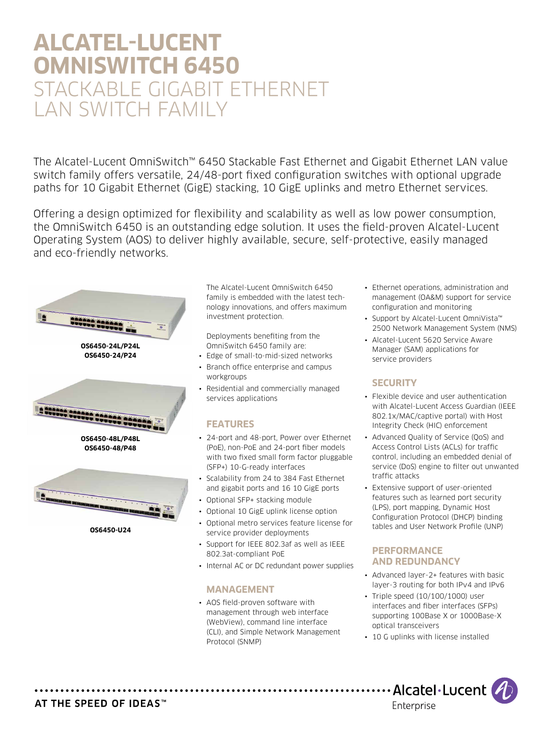# ALCATEL-LUCENT OMNISWITCH 6450

## STACKABLE GIGABIT ETHERNET LAN SWITCH FAMILY

The Alcatel-Lucent OmniSwitch™ 6450 Stackable Fast Ethernet and Gigabit Ethernet LAN value switch family offers versatile, 24/48-port fixed configuration switches with optional upgrade paths for 10 Gigabit Ethernet (GigE) stacking, 10 GigE uplinks and metro Ethernet services.

Offering a design optimized for flexibility and scalability as well as low power consumption, the OmniSwitch 6450 is an outstanding edge solution. It uses the field-proven Alcatel-Lucent Operating System (AOS) to deliver highly available, secure, self-protective, easily managed and eco-friendly networks.

**OS6450-24L/P24L**
**OS6450-24/P24**

**OS6450-48L/P48L**
**OS6450-48/P48**

**OS6450-U24**

The Alcatel-Lucent OmniSwitch 6450 family is embedded with the latest technology innovations, and offers maximum investment protection.

Deployments benefiting from the OmniSwitch 6450 family are:

- Edge of small-to-mid-sized networks
- Branch office enterprise and campus workgroups
- Residential and commercially managed services applications

### FEATURES

- 24-port and 48-port, Power over Ethernet (PoE), non-PoE and 24-port fiber models with two fixed small form factor pluggable (SFP+) 10-G-ready interfaces
- Scalability from 24 to 384 Fast Ethernet and gigabit ports and 16 10 GigE ports
- Optional SFP+ stacking module
- Optional 10 GigE uplink license option
- Optional metro services feature license for service provider deployments
- Support for IEEE 802.3af as well as IEEE 802.3at-compliant PoE
- Internal AC or DC redundant power supplies

### MANAGEMENT

- AOS field-proven software with management through web interface (WebView), command line interface (CLI), and Simple Network Management Protocol (SNMP)
- Ethernet operations, administration and management (OA&M) support for service configuration and monitoring
- Support by Alcatel-Lucent OmniVista™ 2500 Network Management System (NMS)
- Alcatel-Lucent 5620 Service Aware Manager (SAM) applications for service providers

### SECURITY

- Flexible device and user authentication with Alcatel-Lucent Access Guardian (IEEE 802.1x/MAC/captive portal) with Host Integrity Check (HIC) enforcement
- Advanced Quality of Service (QoS) and Access Control Lists (ACLs) for traffic control, including an embedded denial of service (DoS) engine to filter out unwanted traffic attacks
- Extensive support of user-oriented features such as learned port security (LPS), port mapping, Dynamic Host Configuration Protocol (DHCP) binding tables and User Network Profile (UNP)

### PERFORMANCE AND REDUNDANCY

- Advanced layer-2+ features with basic layer-3 routing for both IPv4 and IPv6
- Triple speed (10/100/1000) user interfaces and fiber interfaces (SFPs) supporting 100Base X or 1000Base-X optical transceivers
- 10 G uplinks with license installed

AT THE SPEED OF IDEAS™

Alcatel·Lucent Enterprise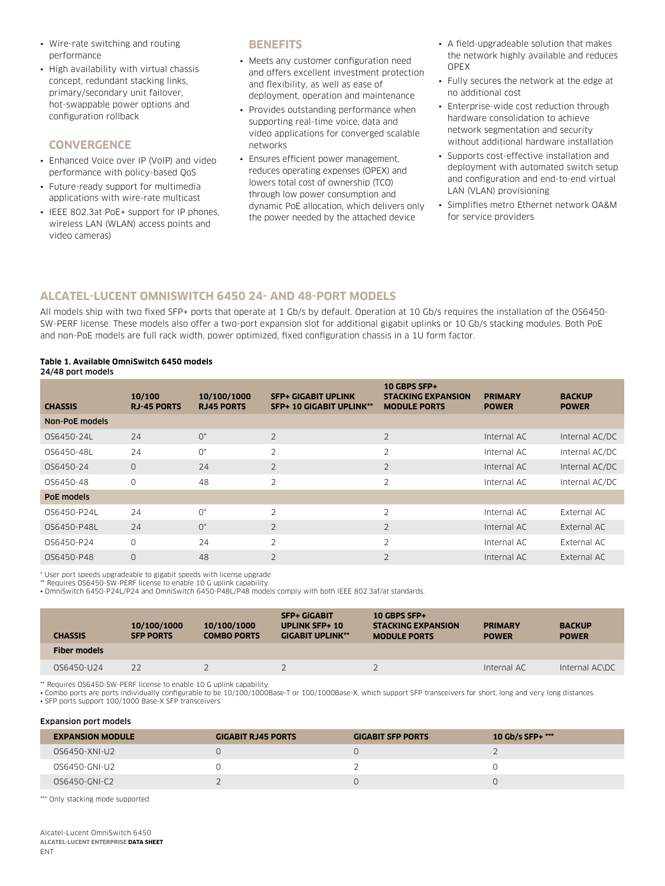- Wire-rate switching and routing performance
- High availability with virtual chassis concept, redundant stacking links, primary/secondary unit failover, hot-swappable power options and configuration rollback

### CONVERGENCE

- Enhanced Voice over IP (VoIP) and video performance with policy-based QoS
- Future-ready support for multimedia applications with wire-rate multicast
- IEEE 802.3at PoE+ support for IP phones, wireless LAN (WLAN) access points and video cameras)

### BENEFITS

- Meets any customer configuration need and offers excellent investment protection and flexibility, as well as ease of deployment, operation and maintenance
- Provides outstanding performance when supporting real-time voice, data and video applications for converged scalable networks
- Ensures efficient power management, reduces operating expenses (OPEX) and lowers total cost of ownership (TCO) through low power consumption and dynamic PoE allocation, which delivers only the power needed by the attached device
- A field-upgradeable solution that makes the network highly available and reduces OPEX
- Fully secures the network at the edge at no additional cost
- Enterprise-wide cost reduction through hardware consolidation to achieve network segmentation and security without additional hardware installation
- Supports cost-effective installation and deployment with automated switch setup and configuration and end-to-end virtual LAN (VLAN) provisioning
- Simplifies metro Ethernet network OA&M for service providers

## ALCATEL-LUCENT OMNISWITCH 6450 24- AND 48-PORT MODELS

All models ship with two fixed SFP+ ports that operate at 1 Gb/s by default. Operation at 10 Gb/s requires the installation of the OS6450-SW-PERF license. These models also offer a two-port expansion slot for additional gigabit uplinks or 10 Gb/s stacking modules. Both PoE and non-PoE models are full rack width, power optimized, fixed configuration chassis in a 1U form factor.

**Table 1. Available OmniSwitch 6450 models**

**24/48 port models**

| CHASSIS | 10/100 RJ-45 PORTS | 10/100/1000 RJ45 PORTS | SFP+ GIGABIT UPLINK SFP+ 10 GIGABIT UPLINK** | 10 GBPS SFP+ STACKING EXPANSION MODULE PORTS | PRIMARY POWER | BACKUP POWER |
|---|---|---|---|---|---|---|
| **Non-PoE models** | | | | | | |
| OS6450-24L | 24 | 0* | 2 | 2 | Internal AC | Internal AC/DC |
| OS6450-48L | 24 | 0* | 2 | 2 | Internal AC | Internal AC/DC |
| OS6450-24 | 0 | 24 | 2 | 2 | Internal AC | Internal AC/DC |
| OS6450-48 | 0 | 48 | 2 | 2 | Internal AC | Internal AC/DC |
| **PoE models** | | | | | | |
| OS6450-P24L | 24 | 0* | 2 | 2 | Internal AC | External AC |
| OS6450-P48L | 24 | 0* | 2 | 2 | Internal AC | External AC |
| OS6450-P24 | 0 | 24 | 2 | 2 | Internal AC | External AC |
| OS6450-P48 | 0 | 48 | 2 | 2 | Internal AC | External AC |

\* User port speeds upgradeable to gigabit speeds with license upgrade

** Requires OS6450-SW-PERF license to enable 10 G uplink capability.

• OmniSwitch 6450-P24L/P24 and OmniSwitch 6450-P48L/P48 models comply with both IEEE 802.3af/at standards.

| CHASSIS | 10/100/1000 SFP PORTS | 10/100/1000 COMBO PORTS | SFP+ GIGABIT UPLINK SFP+ 10 GIGABIT UPLINK** | 10 GBPS SFP+ STACKING EXPANSION MODULE PORTS | PRIMARY POWER | BACKUP POWER |
|---|---|---|---|---|---|---|
| **Fiber models** | | | | | | |
| OS6450-U24 | 22 | 2 | 2 | 2 | Internal AC | Internal AC\DC |

** Requires OS6450-SW-PERF license to enable 10 G uplink capability.

• Combo ports are ports individually configurable to be 10/100/1000Base-T or 100/1000Base-X, which support SFP transceivers for short, long and very long distances.

• SFP ports support 100/1000 Base-X SFP transceivers

**Expansion port models**

| EXPANSION MODULE | GIGABIT RJ45 PORTS | GIGABIT SFP PORTS | 10 Gb/s SFP+ *** |
|---|---|---|---|
| OS6450-XNI-U2 | 0 | 0 | 2 |
| OS6450-GNI-U2 | 0 | 2 | 0 |
| OS6450-GNI-C2 | 2 | 0 | 0 |

*** Only stacking mode supported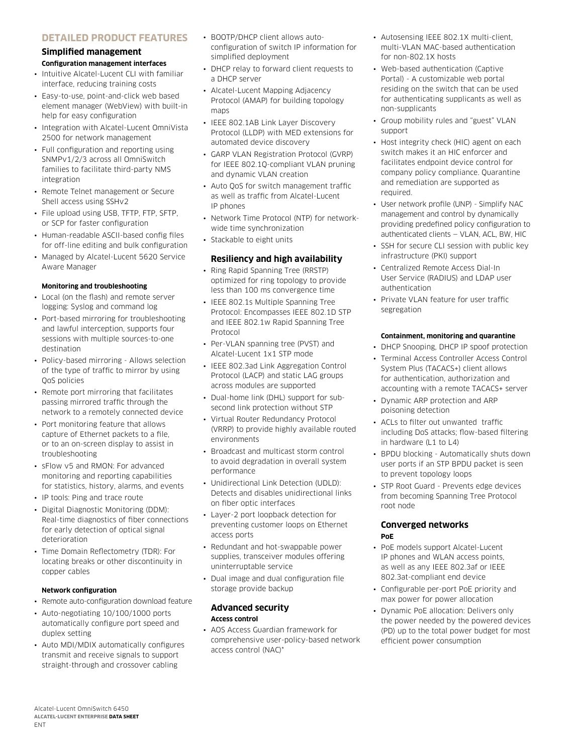## DETAILED PRODUCT FEATURES

### Simplified management

**Configuration management interfaces**

- Intuitive Alcatel-Lucent CLI with familiar interface, reducing training costs
- Easy-to-use, point-and-click web based element manager (WebView) with built-in help for easy configuration
- Integration with Alcatel-Lucent OmniVista 2500 for network management
- Full configuration and reporting using SNMPv1/2/3 across all OmniSwitch families to facilitate third-party NMS integration
- Remote Telnet management or Secure Shell access using SSHv2
- File upload using USB, TFTP, FTP, SFTP, or SCP for faster configuration
- Human-readable ASCII-based config files for off-line editing and bulk configuration
- Managed by Alcatel-Lucent 5620 Service Aware Manager

**Monitoring and troubleshooting**

- Local (on the flash) and remote server logging: Syslog and command log
- Port-based mirroring for troubleshooting and lawful interception, supports four sessions with multiple sources-to-one destination
- Policy-based mirroring - Allows selection of the type of traffic to mirror by using QoS policies
- Remote port mirroring that facilitates passing mirrored traffic through the network to a remotely connected device
- Port monitoring feature that allows capture of Ethernet packets to a file, or to an on-screen display to assist in troubleshooting
- sFlow v5 and RMON: For advanced monitoring and reporting capabilities for statistics, history, alarms, and events
- IP tools: Ping and trace route
- Digital Diagnostic Monitoring (DDM): Real-time diagnostics of fiber connections for early detection of optical signal deterioration
- Time Domain Reflectometry (TDR): For locating breaks or other discontinuity in copper cables

**Network configuration**

- Remote auto-configuration download feature
- Auto-negotiating 10/100/1000 ports automatically configure port speed and duplex setting
- Auto MDI/MDIX automatically configures transmit and receive signals to support straight-through and crossover cabling
- BOOTP/DHCP client allows auto-configuration of switch IP information for simplified deployment
- DHCP relay to forward client requests to a DHCP server
- Alcatel-Lucent Mapping Adjacency Protocol (AMAP) for building topology maps
- IEEE 802.1AB Link Layer Discovery Protocol (LLDP) with MED extensions for automated device discovery
- GARP VLAN Registration Protocol (GVRP) for IEEE 802.1Q-compliant VLAN pruning and dynamic VLAN creation
- Auto QoS for switch management traffic as well as traffic from Alcatel-Lucent IP phones
- Network Time Protocol (NTP) for network-wide time synchronization
- Stackable to eight units

### Resiliency and high availability

- Ring Rapid Spanning Tree (RRSTP) optimized for ring topology to provide less than 100 ms convergence time
- IEEE 802.1s Multiple Spanning Tree Protocol: Encompasses IEEE 802.1D STP and IEEE 802.1w Rapid Spanning Tree Protocol
- Per-VLAN spanning tree (PVST) and Alcatel-Lucent 1x1 STP mode
- IEEE 802.3ad Link Aggregation Control Protocol (LACP) and static LAG groups across modules are supported
- Dual-home link (DHL) support for sub-second link protection without STP
- Virtual Router Redundancy Protocol (VRRP) to provide highly available routed environments
- Broadcast and multicast storm control to avoid degradation in overall system performance
- Unidirectional Link Detection (UDLD): Detects and disables unidirectional links on fiber optic interfaces
- Layer-2 port loopback detection for preventing customer loops on Ethernet access ports
- Redundant and hot-swappable power supplies, transceiver modules offering uninterruptable service
- Dual image and dual configuration file storage provide backup

### Advanced security

**Access control**

- AOS Access Guardian framework for comprehensive user-policy-based network access control (NAC)*
- Autosensing IEEE 802.1X multi-client, multi-VLAN MAC-based authentication for non-802.1X hosts
- Web-based authentication (Captive Portal) - A customizable web portal residing on the switch that can be used for authenticating supplicants as well as non-supplicants
- Group mobility rules and "guest" VLAN support
- Host integrity check (HIC) agent on each switch makes it an HIC enforcer and facilitates endpoint device control for company policy compliance. Quarantine and remediation are supported as required.
- User network profile (UNP) - Simplify NAC management and control by dynamically providing predefined policy configuration to authenticated clients — VLAN, ACL, BW, HIC
- SSH for secure CLI session with public key infrastructure (PKI) support
- Centralized Remote Access Dial-In User Service (RADIUS) and LDAP user authentication
- Private VLAN feature for user traffic segregation

**Containment, monitoring and quarantine**

- DHCP Snooping, DHCP IP spoof protection
- Terminal Access Controller Access Control System Plus (TACACS+) client allows for authentication, authorization and accounting with a remote TACACS+ server
- Dynamic ARP protection and ARP poisoning detection
- ACLs to filter out unwanted traffic including DoS attacks; flow-based filtering in hardware (L1 to L4)
- BPDU blocking - Automatically shuts down user ports if an STP BPDU packet is seen to prevent topology loops
- STP Root Guard - Prevents edge devices from becoming Spanning Tree Protocol root node

### Converged networks

**PoE**

- PoE models support Alcatel-Lucent IP phones and WLAN access points, as well as any IEEE 802.3af or IEEE 802.3at-compliant end device
- Configurable per-port PoE priority and max power for power allocation
- Dynamic PoE allocation: Delivers only the power needed by the powered devices (PD) up to the total power budget for most efficient power consumption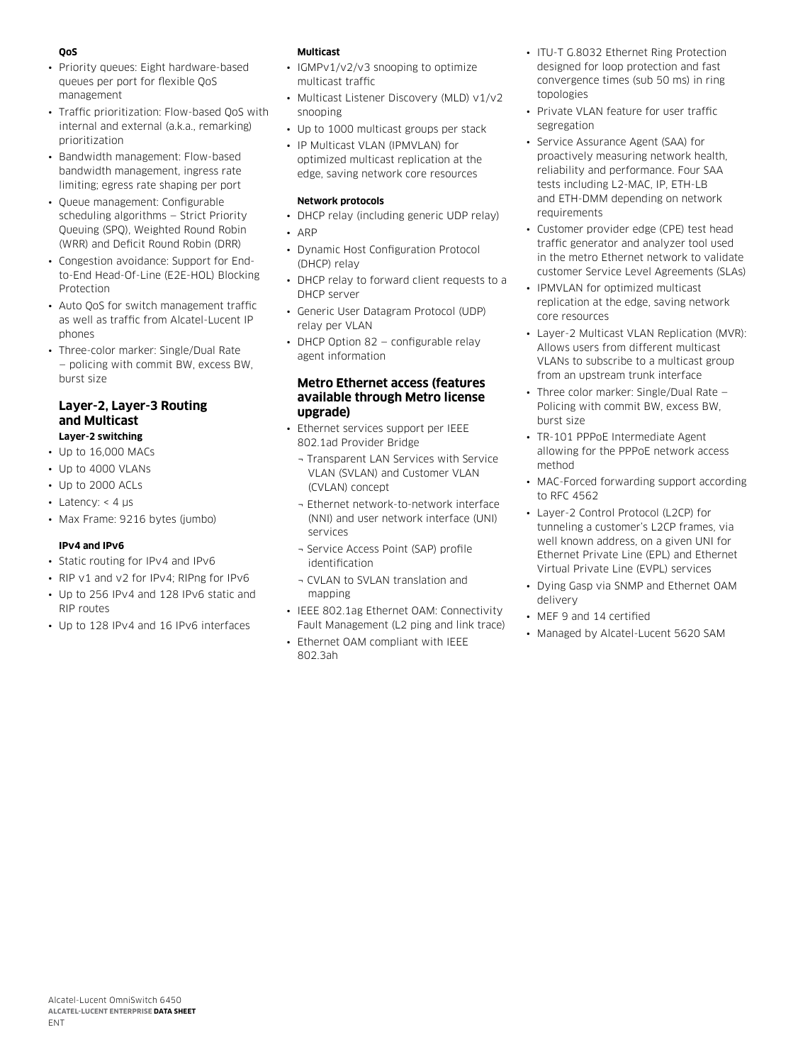#### QoS

- Priority queues: Eight hardware-based queues per port for flexible QoS management
- Traffic prioritization: Flow-based QoS with internal and external (a.k.a., remarking) prioritization
- Bandwidth management: Flow-based bandwidth management, ingress rate limiting; egress rate shaping per port
- Queue management: Configurable scheduling algorithms — Strict Priority Queuing (SPQ), Weighted Round Robin (WRR) and Deficit Round Robin (DRR)
- Congestion avoidance: Support for End-to-End Head-Of-Line (E2E-HOL) Blocking Protection
- Auto QoS for switch management traffic as well as traffic from Alcatel-Lucent IP phones
- Three-color marker: Single/Dual Rate — policing with commit BW, excess BW, burst size

### Layer-2, Layer-3 Routing and Multicast

#### Layer-2 switching

- Up to 16,000 MACs
- Up to 4000 VLANs
- Up to 2000 ACLs
- Latency: < 4 μs
- Max Frame: 9216 bytes (jumbo)

#### IPv4 and IPv6

- Static routing for IPv4 and IPv6
- RIP v1 and v2 for IPv4; RIPng for IPv6
- Up to 256 IPv4 and 128 IPv6 static and RIP routes
- Up to 128 IPv4 and 16 IPv6 interfaces

#### Multicast

- IGMPv1/v2/v3 snooping to optimize multicast traffic
- Multicast Listener Discovery (MLD) v1/v2 snooping
- Up to 1000 multicast groups per stack
- IP Multicast VLAN (IPMVLAN) for optimized multicast replication at the edge, saving network core resources

#### Network protocols

- DHCP relay (including generic UDP relay)
- ARP
- Dynamic Host Configuration Protocol (DHCP) relay
- DHCP relay to forward client requests to a DHCP server
- Generic User Datagram Protocol (UDP) relay per VLAN
- DHCP Option 82 — configurable relay agent information

### Metro Ethernet access (features available through Metro license upgrade)

- Ethernet services support per IEEE 802.1ad Provider Bridge
  - Transparent LAN Services with Service VLAN (SVLAN) and Customer VLAN (CVLAN) concept
  - Ethernet network-to-network interface (NNI) and user network interface (UNI) services
  - Service Access Point (SAP) profile identification
  - CVLAN to SVLAN translation and mapping
- IEEE 802.1ag Ethernet OAM: Connectivity Fault Management (L2 ping and link trace)
- Ethernet OAM compliant with IEEE 802.3ah
- ITU-T G.8032 Ethernet Ring Protection designed for loop protection and fast convergence times (sub 50 ms) in ring topologies
- Private VLAN feature for user traffic segregation
- Service Assurance Agent (SAA) for proactively measuring network health, reliability and performance. Four SAA tests including L2-MAC, IP, ETH-LB and ETH-DMM depending on network requirements
- Customer provider edge (CPE) test head traffic generator and analyzer tool used in the metro Ethernet network to validate customer Service Level Agreements (SLAs)
- IPMVLAN for optimized multicast replication at the edge, saving network core resources
- Layer-2 Multicast VLAN Replication (MVR): Allows users from different multicast VLANs to subscribe to a multicast group from an upstream trunk interface
- Three color marker: Single/Dual Rate — Policing with commit BW, excess BW, burst size
- TR-101 PPPoE Intermediate Agent allowing for the PPPoE network access method
- MAC-Forced forwarding support according to RFC 4562
- Layer-2 Control Protocol (L2CP) for tunneling a customer's L2CP frames, via well known address, on a given UNI for Ethernet Private Line (EPL) and Ethernet Virtual Private Line (EVPL) services
- Dying Gasp via SNMP and Ethernet OAM delivery
- MEF 9 and 14 certified
- Managed by Alcatel-Lucent 5620 SAM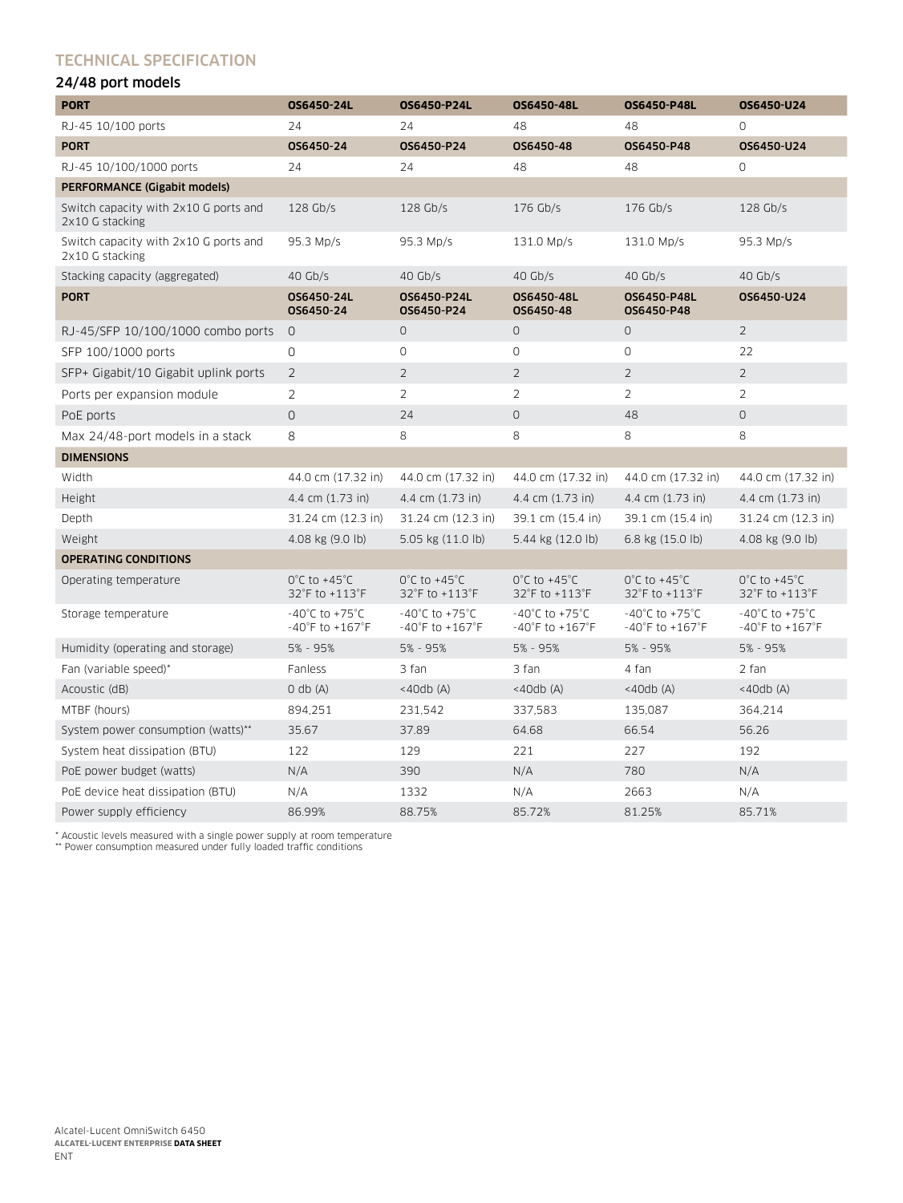## TECHNICAL SPECIFICATION

### 24/48 port models

| PORT | OS6450-24L | OS6450-P24L | OS6450-48L | OS6450-P48L | OS6450-U24 |
|---|---|---|---|---|---|
| RJ-45 10/100 ports | 24 | 24 | 48 | 48 | 0 |
| **PORT** | **OS6450-24** | **OS6450-P24** | **OS6450-48** | **OS6450-P48** | **OS6450-U24** |
| RJ-45 10/100/1000 ports | 24 | 24 | 48 | 48 | 0 |
| **PERFORMANCE (Gigabit models)** | | | | | |
| Switch capacity with 2x10 G ports and 2x10 G stacking | 128 Gb/s | 128 Gb/s | 176 Gb/s | 176 Gb/s | 128 Gb/s |
| Switch capacity with 2x10 G ports and 2x10 G stacking | 95.3 Mp/s | 95.3 Mp/s | 131.0 Mp/s | 131.0 Mp/s | 95.3 Mp/s |
| Stacking capacity (aggregated) | 40 Gb/s | 40 Gb/s | 40 Gb/s | 40 Gb/s | 40 Gb/s |
| **PORT** | **OS6450-24L OS6450-24** | **OS6450-P24L OS6450-P24** | **OS6450-48L OS6450-48** | **OS6450-P48L OS6450-P48** | **OS6450-U24** |
| RJ-45/SFP 10/100/1000 combo ports | 0 | 0 | 0 | 0 | 2 |
| SFP 100/1000 ports | 0 | 0 | 0 | 0 | 22 |
| SFP+ Gigabit/10 Gigabit uplink ports | 2 | 2 | 2 | 2 | 2 |
| Ports per expansion module | 2 | 2 | 2 | 2 | 2 |
| PoE ports | 0 | 24 | 0 | 48 | 0 |
| Max 24/48-port models in a stack | 8 | 8 | 8 | 8 | 8 |
| **DIMENSIONS** | | | | | |
| Width | 44.0 cm (17.32 in) | 44.0 cm (17.32 in) | 44.0 cm (17.32 in) | 44.0 cm (17.32 in) | 44.0 cm (17.32 in) |
| Height | 4.4 cm (1.73 in) | 4.4 cm (1.73 in) | 4.4 cm (1.73 in) | 4.4 cm (1.73 in) | 4.4 cm (1.73 in) |
| Depth | 31.24 cm (12.3 in) | 31.24 cm (12.3 in) | 39.1 cm (15.4 in) | 39.1 cm (15.4 in) | 31.24 cm (12.3 in) |
| Weight | 4.08 kg (9.0 lb) | 5.05 kg (11.0 lb) | 5.44 kg (12.0 lb) | 6.8 kg (15.0 lb) | 4.08 kg (9.0 lb) |
| **OPERATING CONDITIONS** | | | | | |
| Operating temperature | 0°C to +45°C 32°F to +113°F | 0°C to +45°C 32°F to +113°F | 0°C to +45°C 32°F to +113°F | 0°C to +45°C 32°F to +113°F | 0°C to +45°C 32°F to +113°F |
| Storage temperature | -40°C to +75°C -40°F to +167°F | -40°C to +75°C -40°F to +167°F | -40°C to +75°C -40°F to +167°F | -40°C to +75°C -40°F to +167°F | -40°C to +75°C -40°F to +167°F |
| Humidity (operating and storage) | 5% - 95% | 5% - 95% | 5% - 95% | 5% - 95% | 5% - 95% |
| Fan (variable speed)* | Fanless | 3 fan | 3 fan | 4 fan | 2 fan |
| Acoustic (dB) | 0 db (A) | <40db (A) | <40db (A) | <40db (A) | <40db (A) |
| MTBF (hours) | 894,251 | 231,542 | 337,583 | 135,087 | 364,214 |
| System power consumption (watts)** | 35.67 | 37.89 | 64.68 | 66.54 | 56.26 |
| System heat dissipation (BTU) | 122 | 129 | 221 | 227 | 192 |
| PoE power budget (watts) | N/A | 390 | N/A | 780 | N/A |
| PoE device heat dissipation (BTU) | N/A | 1332 | N/A | 2663 | N/A |
| Power supply efficiency | 86.99% | 88.75% | 85.72% | 81.25% | 85.71% |

\* Acoustic levels measured with a single power supply at room temperature
\*\* Power consumption measured under fully loaded traffic conditions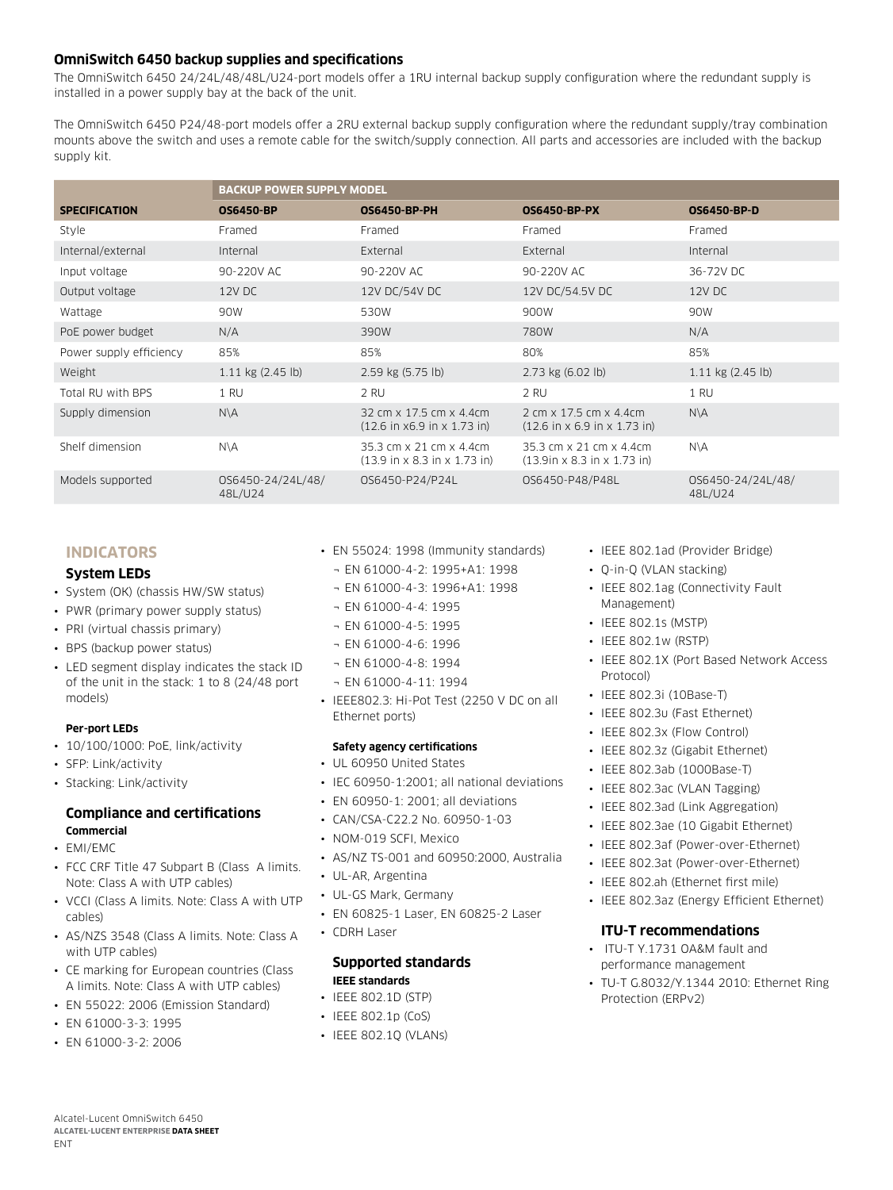### OmniSwitch 6450 backup supplies and specifications

The OmniSwitch 6450 24/24L/48/48L/U24-port models offer a 1RU internal backup supply configuration where the redundant supply is installed in a power supply bay at the back of the unit.

The OmniSwitch 6450 P24/48-port models offer a 2RU external backup supply configuration where the redundant supply/tray combination mounts above the switch and uses a remote cable for the switch/supply connection. All parts and accessories are included with the backup supply kit.

| | BACKUP POWER SUPPLY MODEL | | | |
|---|---|---|---|---|
| **SPECIFICATION** | **OS6450-BP** | **OS6450-BP-PH** | **OS6450-BP-PX** | **OS6450-BP-D** |
| Style | Framed | Framed | Framed | Framed |
| Internal/external | Internal | External | External | Internal |
| Input voltage | 90-220V AC | 90-220V AC | 90-220V AC | 36-72V DC |
| Output voltage | 12V DC | 12V DC/54V DC | 12V DC/54.5V DC | 12V DC |
| Wattage | 90W | 530W | 900W | 90W |
| PoE power budget | N/A | 390W | 780W | N/A |
| Power supply efficiency | 85% | 85% | 80% | 85% |
| Weight | 1.11 kg (2.45 lb) | 2.59 kg (5.75 lb) | 2.73 kg (6.02 lb) | 1.11 kg (2.45 lb) |
| Total RU with BPS | 1 RU | 2 RU | 2 RU | 1 RU |
| Supply dimension | N\A | 32 cm x 17.5 cm x 4.4cm (12.6 in x6.9 in x 1.73 in) | 2 cm x 17.5 cm x 4.4cm (12.6 in x 6.9 in x 1.73 in) | N\A |
| Shelf dimension | N\A | 35.3 cm x 21 cm x 4.4cm (13.9 in x 8.3 in x 1.73 in) | 35.3 cm x 21 cm x 4.4cm (13.9in x 8.3 in x 1.73 in) | N\A |
| Models supported | OS6450-24/24L/48/48L/U24 | OS6450-P24/P24L | OS6450-P48/P48L | OS6450-24/24L/48/48L/U24 |

## INDICATORS

### System LEDs

- System (OK) (chassis HW/SW status)
- PWR (primary power supply status)
- PRI (virtual chassis primary)
- BPS (backup power status)
- LED segment display indicates the stack ID of the unit in the stack: 1 to 8 (24/48 port models)

**Per-port LEDs**

- 10/100/1000: PoE, link/activity
- SFP: Link/activity
- Stacking: Link/activity

### Compliance and certifications

**Commercial**

- EMI/EMC
- FCC CRF Title 47 Subpart B (Class A limits. Note: Class A with UTP cables)
- VCCI (Class A limits. Note: Class A with UTP cables)
- AS/NZS 3548 (Class A limits. Note: Class A with UTP cables)
- CE marking for European countries (Class A limits. Note: Class A with UTP cables)
- EN 55022: 2006 (Emission Standard)
- EN 61000-3-3: 1995
- EN 61000-3-2: 2006
- EN 55024: 1998 (Immunity standards)
  - ¬ EN 61000-4-2: 1995+A1: 1998
  - ¬ EN 61000-4-3: 1996+A1: 1998
  - ¬ EN 61000-4-4: 1995
  - ¬ EN 61000-4-5: 1995
  - ¬ EN 61000-4-6: 1996
  - ¬ EN 61000-4-8: 1994
  - ¬ EN 61000-4-11: 1994
- IEEE802.3: Hi-Pot Test (2250 V DC on all Ethernet ports)

**Safety agency certifications**

- UL 60950 United States
- IEC 60950-1:2001; all national deviations
- EN 60950-1: 2001; all deviations
- CAN/CSA-C22.2 No. 60950-1-03
- NOM-019 SCFI, Mexico
- AS/NZ TS-001 and 60950:2000, Australia
- UL-AR, Argentina
- UL-GS Mark, Germany
- EN 60825-1 Laser, EN 60825-2 Laser
- CDRH Laser

### Supported standards

**IEEE standards**

- IEEE 802.1D (STP)
- IEEE 802.1p (CoS)
- IEEE 802.1Q (VLANs)
- IEEE 802.1ad (Provider Bridge)
- Q-in-Q (VLAN stacking)
- IEEE 802.1ag (Connectivity Fault Management)
- IEEE 802.1s (MSTP)
- IEEE 802.1w (RSTP)
- IEEE 802.1X (Port Based Network Access Protocol)
- IEEE 802.3i (10Base-T)
- IEEE 802.3u (Fast Ethernet)
- IEEE 802.3x (Flow Control)
- IEEE 802.3z (Gigabit Ethernet)
- IEEE 802.3ab (1000Base-T)
- IEEE 802.3ac (VLAN Tagging)
- IEEE 802.3ad (Link Aggregation)
- IEEE 802.3ae (10 Gigabit Ethernet)
- IEEE 802.3af (Power-over-Ethernet)
- IEEE 802.3at (Power-over-Ethernet)
- IEEE 802.ah (Ethernet first mile)
- IEEE 802.3az (Energy Efficient Ethernet)

### ITU-T recommendations

- ITU-T Y.1731 OA&M fault and performance management
- TU-T G.8032/Y.1344 2010: Ethernet Ring Protection (ERPv2)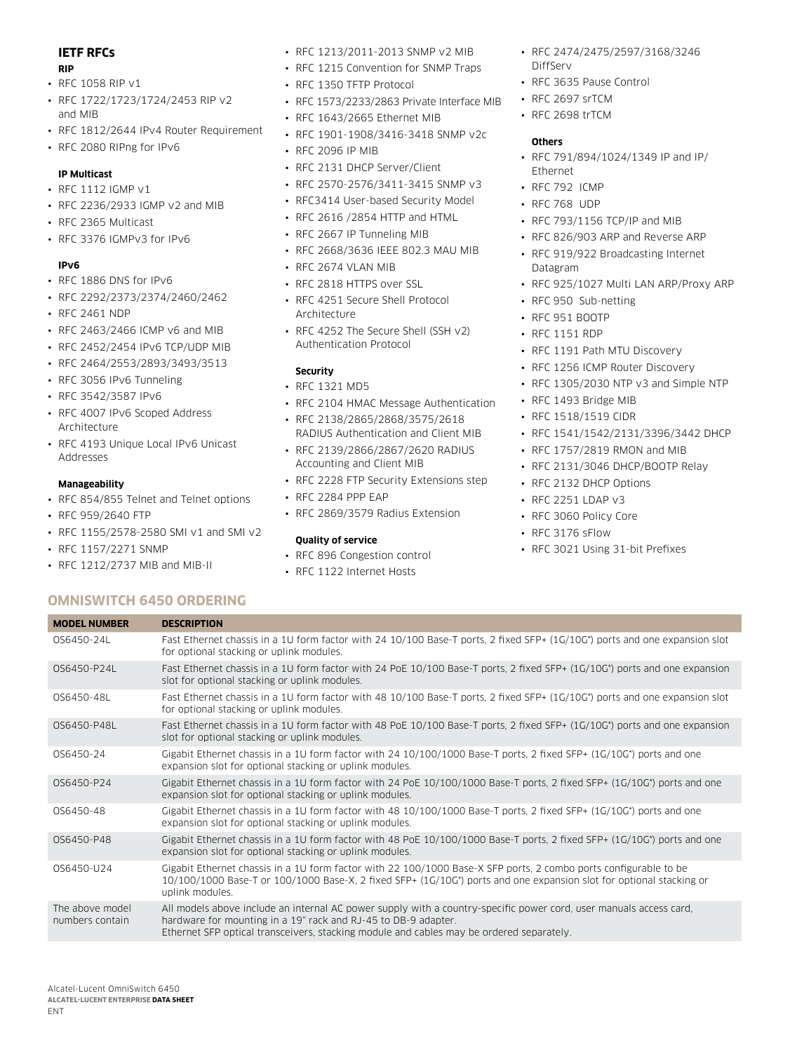### IETF RFCs

#### RIP

- RFC 1058 RIP v1
- RFC 1722/1723/1724/2453 RIP v2 and MIB
- RFC 1812/2644 IPv4 Router Requirement
- RFC 2080 RIPng for IPv6

#### IP Multicast

- RFC 1112 IGMP v1
- RFC 2236/2933 IGMP v2 and MIB
- RFC 2365 Multicast
- RFC 3376 IGMPv3 for IPv6

#### IPv6

- RFC 1886 DNS for IPv6
- RFC 2292/2373/2374/2460/2462
- RFC 2461 NDP
- RFC 2463/2466 ICMP v6 and MIB
- RFC 2452/2454 IPv6 TCP/UDP MIB
- RFC 2464/2553/2893/3493/3513
- RFC 3056 IPv6 Tunneling
- RFC 3542/3587 IPv6
- RFC 4007 IPv6 Scoped Address Architecture
- RFC 4193 Unique Local IPv6 Unicast Addresses

#### Manageability

- RFC 854/855 Telnet and Telnet options
- RFC 959/2640 FTP
- RFC 1155/2578-2580 SMI v1 and SMI v2
- RFC 1157/2271 SNMP
- RFC 1212/2737 MIB and MIB-II
- RFC 1213/2011-2013 SNMP v2 MIB
- RFC 1215 Convention for SNMP Traps
- RFC 1350 TFTP Protocol
- RFC 1573/2233/2863 Private Interface MIB
- RFC 1643/2665 Ethernet MIB
- RFC 1901-1908/3416-3418 SNMP v2c
- RFC 2096 IP MIB
- RFC 2131 DHCP Server/Client
- RFC 2570-2576/3411-3415 SNMP v3
- RFC3414 User-based Security Model
- RFC 2616 /2854 HTTP and HTML
- RFC 2667 IP Tunneling MIB
- RFC 2668/3636 IEEE 802.3 MAU MIB
- RFC 2674 VLAN MIB
- RFC 2818 HTTPS over SSL
- RFC 4251 Secure Shell Protocol Architecture
- RFC 4252 The Secure Shell (SSH v2) Authentication Protocol

#### Security

- RFC 1321 MD5
- RFC 2104 HMAC Message Authentication
- RFC 2138/2865/2868/3575/2618 RADIUS Authentication and Client MIB
- RFC 2139/2866/2867/2620 RADIUS Accounting and Client MIB
- RFC 2228 FTP Security Extensions step
- RFC 2284 PPP EAP
- RFC 2869/3579 Radius Extension

#### Quality of service

- RFC 896 Congestion control
- RFC 1122 Internet Hosts
- RFC 2474/2475/2597/3168/3246 DiffServ
- RFC 3635 Pause Control
- RFC 2697 srTCM
- RFC 2698 trTCM

#### Others

- RFC 791/894/1024/1349 IP and IP/Ethernet
- RFC 792 ICMP
- RFC 768 UDP
- RFC 793/1156 TCP/IP and MIB
- RFC 826/903 ARP and Reverse ARP
- RFC 919/922 Broadcasting Internet Datagram
- RFC 925/1027 Multi LAN ARP/Proxy ARP
- RFC 950 Sub-netting
- RFC 951 BOOTP
- RFC 1151 RDP
- RFC 1191 Path MTU Discovery
- RFC 1256 ICMP Router Discovery
- RFC 1305/2030 NTP v3 and Simple NTP
- RFC 1493 Bridge MIB
- RFC 1518/1519 CIDR
- RFC 1541/1542/2131/3396/3442 DHCP
- RFC 1757/2819 RMON and MIB
- RFC 2131/3046 DHCP/BOOTP Relay
- RFC 2132 DHCP Options
- RFC 2251 LDAP v3
- RFC 3060 Policy Core
- RFC 3176 sFlow
- RFC 3021 Using 31-bit Prefixes

## OMNISWITCH 6450 ORDERING

| MODEL NUMBER | DESCRIPTION |
|---|---|
| OS6450-24L | Fast Ethernet chassis in a 1U form factor with 24 10/100 Base-T ports, 2 fixed SFP+ (1G/10G*) ports and one expansion slot for optional stacking or uplink modules. |
| OS6450-P24L | Fast Ethernet chassis in a 1U form factor with 24 PoE 10/100 Base-T ports, 2 fixed SFP+ (1G/10G*) ports and one expansion slot for optional stacking or uplink modules. |
| OS6450-48L | Fast Ethernet chassis in a 1U form factor with 48 10/100 Base-T ports, 2 fixed SFP+ (1G/10G*) ports and one expansion slot for optional stacking or uplink modules. |
| OS6450-P48L | Fast Ethernet chassis in a 1U form factor with 48 PoE 10/100 Base-T ports, 2 fixed SFP+ (1G/10G*) ports and one expansion slot for optional stacking or uplink modules. |
| OS6450-24 | Gigabit Ethernet chassis in a 1U form factor with 24 10/100/1000 Base-T ports, 2 fixed SFP+ (1G/10G*) ports and one expansion slot for optional stacking or uplink modules. |
| OS6450-P24 | Gigabit Ethernet chassis in a 1U form factor with 24 PoE 10/100/1000 Base-T ports, 2 fixed SFP+ (1G/10G*) ports and one expansion slot for optional stacking or uplink modules. |
| OS6450-48 | Gigabit Ethernet chassis in a 1U form factor with 48 10/100/1000 Base-T ports, 2 fixed SFP+ (1G/10G*) ports and one expansion slot for optional stacking or uplink modules. |
| OS6450-P48 | Gigabit Ethernet chassis in a 1U form factor with 48 PoE 10/100/1000 Base-T ports, 2 fixed SFP+ (1G/10G*) ports and one expansion slot for optional stacking or uplink modules. |
| OS6450-U24 | Gigabit Ethernet chassis in a 1U form factor with 22 100/1000 Base-X SFP ports, 2 combo ports configurable to be 10/100/1000 Base-T or 100/1000 Base-X, 2 fixed SFP+ (1G/10G*) ports and one expansion slot for optional stacking or uplink modules. |
| The above model numbers contain | All models above include an internal AC power supply with a country-specific power cord, user manuals access card, hardware for mounting in a 19" rack and RJ-45 to DB-9 adapter. Ethernet SFP optical transceivers, stacking module and cables may be ordered separately. |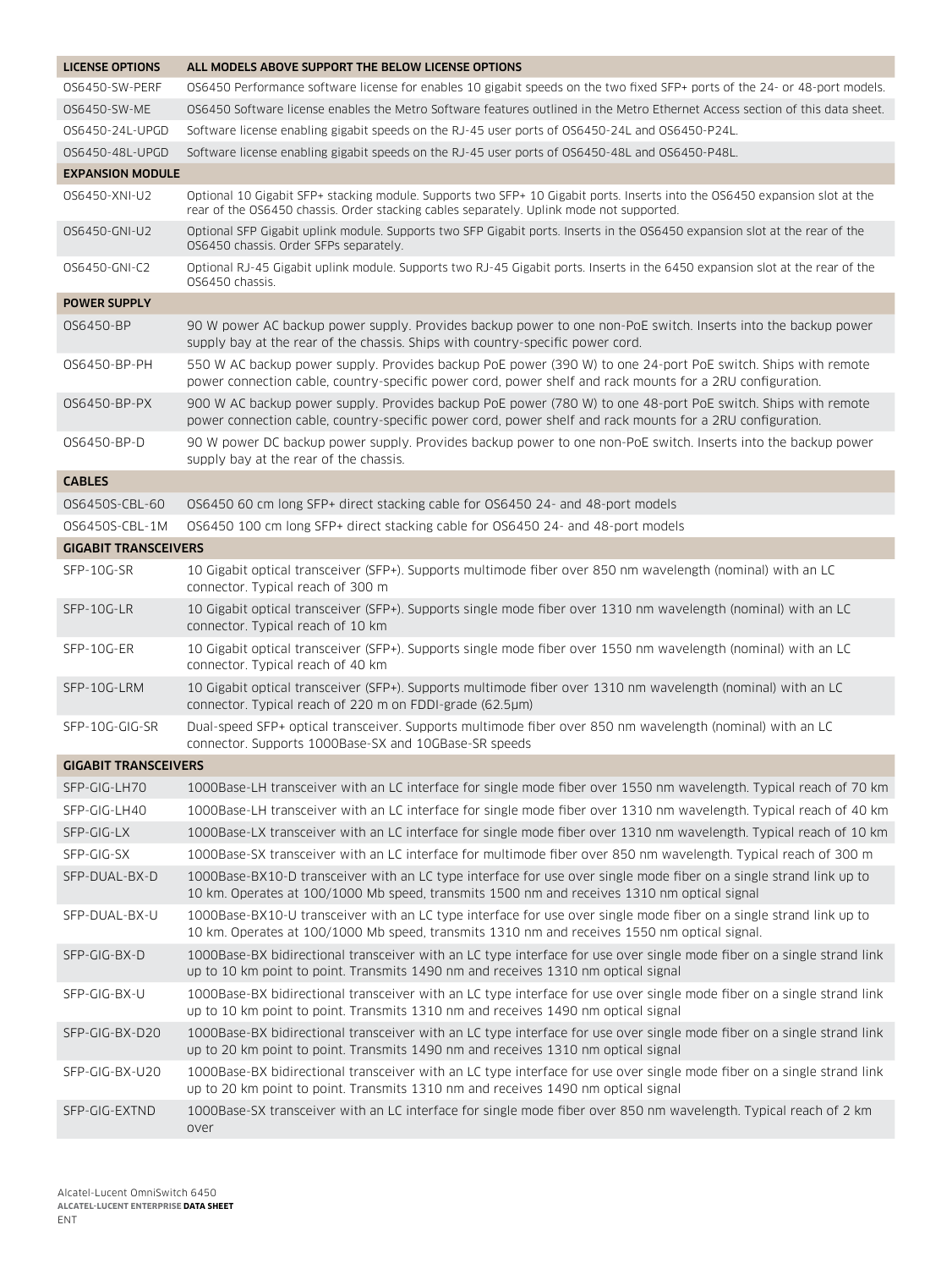| LICENSE OPTIONS | ALL MODELS ABOVE SUPPORT THE BELOW LICENSE OPTIONS |
|---|---|
| OS6450-SW-PERF | OS6450 Performance software license for enables 10 gigabit speeds on the two fixed SFP+ ports of the 24- or 48-port models. |
| OS6450-SW-ME | OS6450 Software license enables the Metro Software features outlined in the Metro Ethernet Access section of this data sheet. |
| OS6450-24L-UPGD | Software license enabling gigabit speeds on the RJ-45 user ports of OS6450-24L and OS6450-P24L. |
| OS6450-48L-UPGD | Software license enabling gigabit speeds on the RJ-45 user ports of OS6450-48L and OS6450-P48L. |
| **EXPANSION MODULE** | |
| OS6450-XNI-U2 | Optional 10 Gigabit SFP+ stacking module. Supports two SFP+ 10 Gigabit ports. Inserts into the OS6450 expansion slot at the rear of the OS6450 chassis. Order stacking cables separately. Uplink mode not supported. |
| OS6450-GNI-U2 | Optional SFP Gigabit uplink module. Supports two SFP Gigabit ports. Inserts in the OS6450 expansion slot at the rear of the OS6450 chassis. Order SFPs separately. |
| OS6450-GNI-C2 | Optional RJ-45 Gigabit uplink module. Supports two RJ-45 Gigabit ports. Inserts in the 6450 expansion slot at the rear of the OS6450 chassis. |
| **POWER SUPPLY** | |
| OS6450-BP | 90 W power AC backup power supply. Provides backup power to one non-PoE switch. Inserts into the backup power supply bay at the rear of the chassis. Ships with country-specific power cord. |
| OS6450-BP-PH | 550 W AC backup power supply. Provides backup PoE power (390 W) to one 24-port PoE switch. Ships with remote power connection cable, country-specific power cord, power shelf and rack mounts for a 2RU configuration. |
| OS6450-BP-PX | 900 W AC backup power supply. Provides backup PoE power (780 W) to one 48-port PoE switch. Ships with remote power connection cable, country-specific power cord, power shelf and rack mounts for a 2RU configuration. |
| OS6450-BP-D | 90 W power DC backup power supply. Provides backup power to one non-PoE switch. Inserts into the backup power supply bay at the rear of the chassis. |
| **CABLES** | |
| OS6450S-CBL-60 | OS6450 60 cm long SFP+ direct stacking cable for OS6450 24- and 48-port models |
| OS6450S-CBL-1M | OS6450 100 cm long SFP+ direct stacking cable for OS6450 24- and 48-port models |
| **GIGABIT TRANSCEIVERS** | |
| SFP-10G-SR | 10 Gigabit optical transceiver (SFP+). Supports multimode fiber over 850 nm wavelength (nominal) with an LC connector. Typical reach of 300 m |
| SFP-10G-LR | 10 Gigabit optical transceiver (SFP+). Supports single mode fiber over 1310 nm wavelength (nominal) with an LC connector. Typical reach of 10 km |
| SFP-10G-ER | 10 Gigabit optical transceiver (SFP+). Supports single mode fiber over 1550 nm wavelength (nominal) with an LC connector. Typical reach of 40 km |
| SFP-10G-LRM | 10 Gigabit optical transceiver (SFP+). Supports multimode fiber over 1310 nm wavelength (nominal) with an LC connector. Typical reach of 220 m on FDDI-grade (62.5µm) |
| SFP-10G-GIG-SR | Dual-speed SFP+ optical transceiver. Supports multimode fiber over 850 nm wavelength (nominal) with an LC connector. Supports 1000Base-SX and 10GBase-SR speeds |
| **GIGABIT TRANSCEIVERS** | |
| SFP-GIG-LH70 | 1000Base-LH transceiver with an LC interface for single mode fiber over 1550 nm wavelength. Typical reach of 70 km |
| SFP-GIG-LH40 | 1000Base-LH transceiver with an LC interface for single mode fiber over 1310 nm wavelength. Typical reach of 40 km |
| SFP-GIG-LX | 1000Base-LX transceiver with an LC interface for single mode fiber over 1310 nm wavelength. Typical reach of 10 km |
| SFP-GIG-SX | 1000Base-SX transceiver with an LC interface for multimode fiber over 850 nm wavelength. Typical reach of 300 m |
| SFP-DUAL-BX-D | 1000Base-BX10-D transceiver with an LC type interface for use over single mode fiber on a single strand link up to 10 km. Operates at 100/1000 Mb speed, transmits 1500 nm and receives 1310 nm optical signal |
| SFP-DUAL-BX-U | 1000Base-BX10-U transceiver with an LC type interface for use over single mode fiber on a single strand link up to 10 km. Operates at 100/1000 Mb speed, transmits 1310 nm and receives 1550 nm optical signal. |
| SFP-GIG-BX-D | 1000Base-BX bidirectional transceiver with an LC type interface for use over single mode fiber on a single strand link up to 10 km point to point. Transmits 1490 nm and receives 1310 nm optical signal |
| SFP-GIG-BX-U | 1000Base-BX bidirectional transceiver with an LC type interface for use over single mode fiber on a single strand link up to 10 km point to point. Transmits 1310 nm and receives 1490 nm optical signal |
| SFP-GIG-BX-D20 | 1000Base-BX bidirectional transceiver with an LC type interface for use over single mode fiber on a single strand link up to 20 km point to point. Transmits 1490 nm and receives 1310 nm optical signal |
| SFP-GIG-BX-U20 | 1000Base-BX bidirectional transceiver with an LC type interface for use over single mode fiber on a single strand link up to 20 km point to point. Transmits 1310 nm and receives 1490 nm optical signal |
| SFP-GIG-EXTND | 1000Base-SX transceiver with an LC interface for single mode fiber over 850 nm wavelength. Typical reach of 2 km over |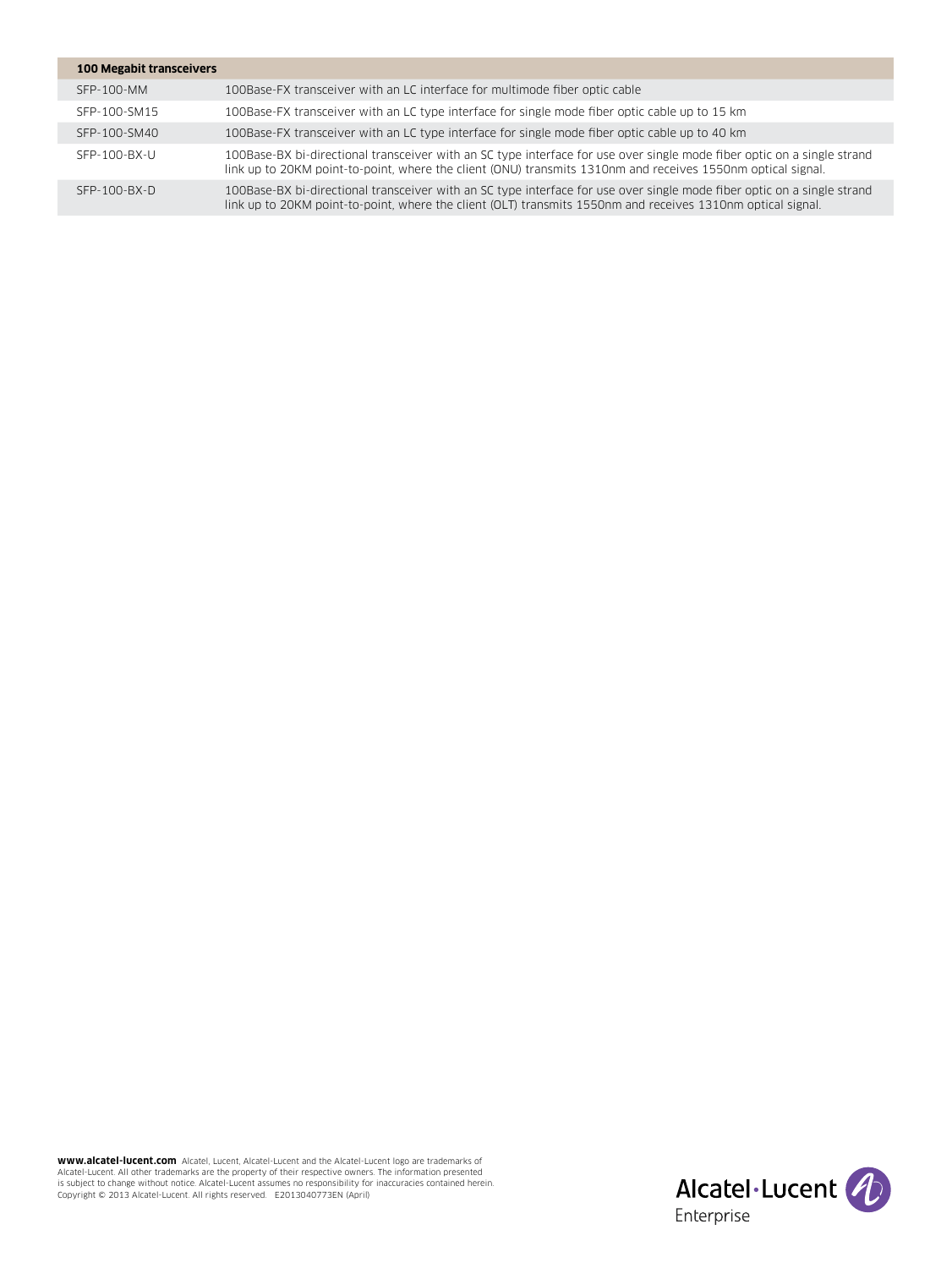| 100 Megabit transceivers | |
|---|---|
| SFP-100-MM | 100Base-FX transceiver with an LC interface for multimode fiber optic cable |
| SFP-100-SM15 | 100Base-FX transceiver with an LC type interface for single mode fiber optic cable up to 15 km |
| SFP-100-SM40 | 100Base-FX transceiver with an LC type interface for single mode fiber optic cable up to 40 km |
| SFP-100-BX-U | 100Base-BX bi-directional transceiver with an SC type interface for use over single mode fiber optic on a single strand link up to 20KM point-to-point, where the client (ONU) transmits 1310nm and receives 1550nm optical signal. |
| SFP-100-BX-D | 100Base-BX bi-directional transceiver with an SC type interface for use over single mode fiber optic on a single strand link up to 20KM point-to-point, where the client (OLT) transmits 1550nm and receives 1310nm optical signal. |

**www.alcatel-lucent.com** Alcatel, Lucent, Alcatel-Lucent and the Alcatel-Lucent logo are trademarks of Alcatel-Lucent. All other trademarks are the property of their respective owners. The information presented is subject to change without notice. Alcatel-Lucent assumes no responsibility for inaccuracies contained herein. Copyright © 2013 Alcatel-Lucent. All rights reserved. E2013040773EN (April)

Alcatel·Lucent
Enterprise